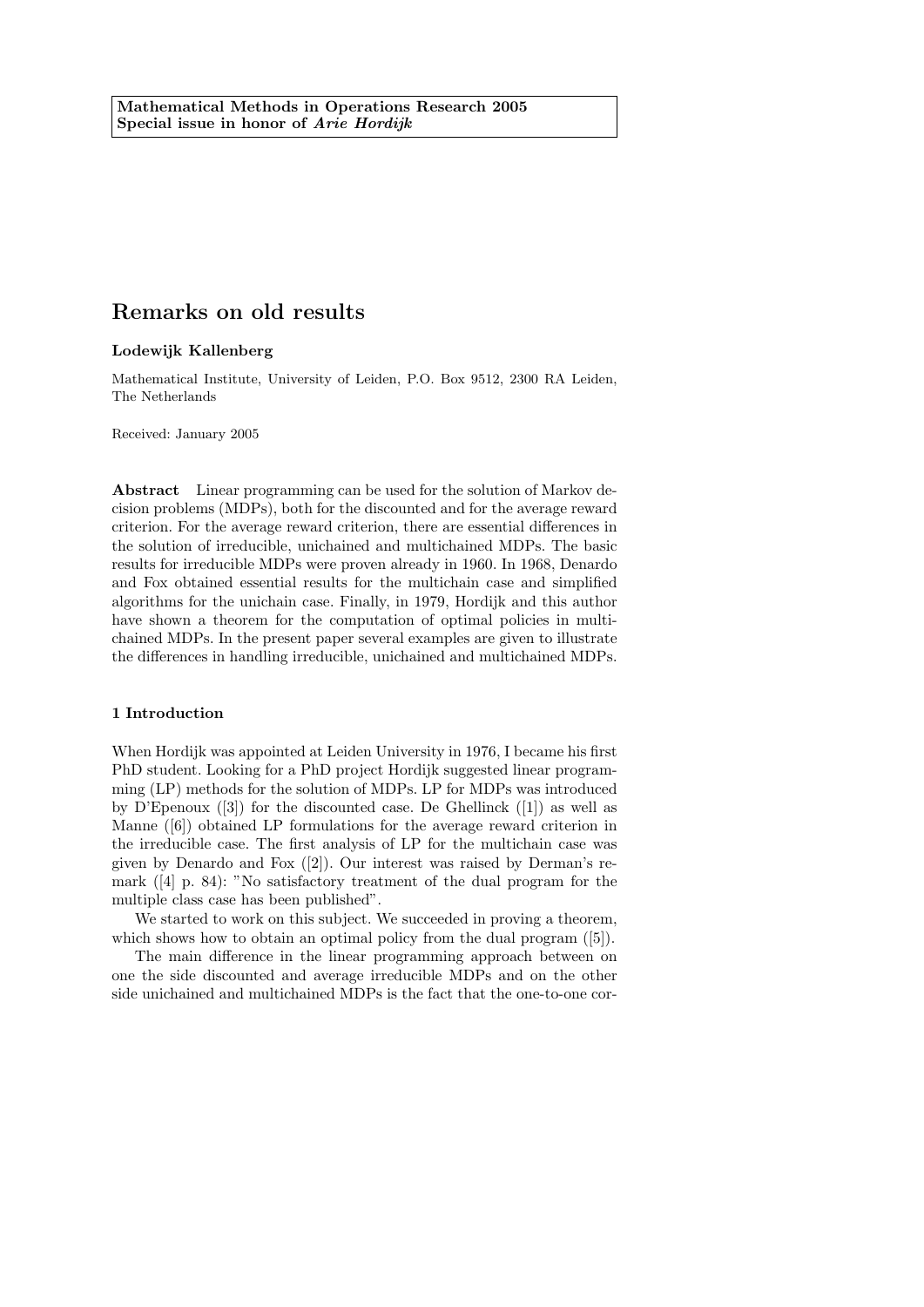**Mathematical Methods in Operations Research 2005**
**Special issue in honor of *Arie Hordijk***

# Remarks on old results

**Lodewijk Kallenberg**

Mathematical Institute, University of Leiden, P.O. Box 9512, 2300 RA Leiden, The Netherlands

Received: January 2005

**Abstract** Linear programming can be used for the solution of Markov decision problems (MDPs), both for the discounted and for the average reward criterion. For the average reward criterion, there are essential differences in the solution of irreducible, unichained and multichained MDPs. The basic results for irreducible MDPs were proven already in 1960. In 1968, Denardo and Fox obtained essential results for the multichain case and simplified algorithms for the unichain case. Finally, in 1979, Hordijk and this author have shown a theorem for the computation of optimal policies in multichained MDPs. In the present paper several examples are given to illustrate the differences in handling irreducible, unichained and multichained MDPs.

## 1 Introduction

When Hordijk was appointed at Leiden University in 1976, I became his first PhD student. Looking for a PhD project Hordijk suggested linear programming (LP) methods for the solution of MDPs. LP for MDPs was introduced by D'Epenoux ([3]) for the discounted case. De Ghellinck ([1]) as well as Manne ([6]) obtained LP formulations for the average reward criterion in the irreducible case. The first analysis of LP for the multichain case was given by Denardo and Fox ([2]). Our interest was raised by Derman's remark ([4] p. 84): "No satisfactory treatment of the dual program for the multiple class case has been published".

We started to work on this subject. We succeeded in proving a theorem, which shows how to obtain an optimal policy from the dual program ([5]).

The main difference in the linear programming approach between on one the side discounted and average irreducible MDPs and on the other side unichained and multichained MDPs is the fact that the one-to-one cor-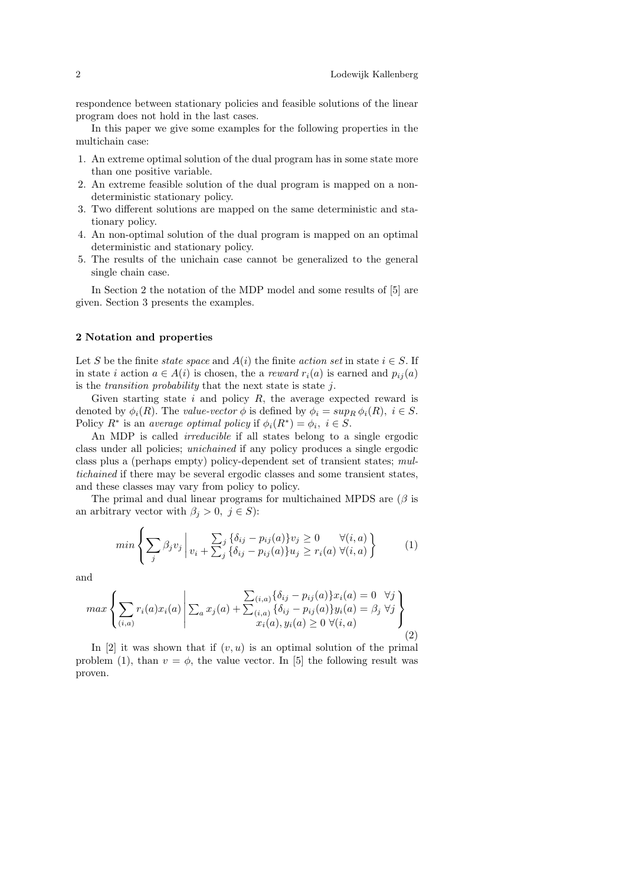respondence between stationary policies and feasible solutions of the linear program does not hold in the last cases.

In this paper we give some examples for the following properties in the multichain case:

1. An extreme optimal solution of the dual program has in some state more than one positive variable.
2. An extreme feasible solution of the dual program is mapped on a non-deterministic stationary policy.
3. Two different solutions are mapped on the same deterministic and stationary policy.
4. An non-optimal solution of the dual program is mapped on an optimal deterministic and stationary policy.
5. The results of the unichain case cannot be generalized to the general single chain case.

In Section 2 the notation of the MDP model and some results of [5] are given. Section 3 presents the examples.

## 2 Notation and properties

Let $S$ be the finite *state space* and $A(i)$ the finite *action set* in state $i \in S$. If in state $i$ action $a \in A(i)$ is chosen, the a *reward* $r_i(a)$ is earned and $p_{ij}(a)$ is the *transition probability* that the next state is state $j$.

Given starting state $i$ and policy $R$, the average expected reward is denoted by $\phi_i(R)$. The *value-vector* $\phi$ is defined by $\phi_i = sup_R\, \phi_i(R),\ i \in S$. Policy $R^*$ is an *average optimal policy* if $\phi_i(R^*) = \phi_i,\ i \in S$.

An MDP is called *irreducible* if all states belong to a single ergodic class under all policies; *unichained* if any policy produces a single ergodic class plus a (perhaps empty) policy-dependent set of transient states; *multichained* if there may be several ergodic classes and some transient states, and these classes may vary from policy to policy.

The primal and dual linear programs for multichained MPDS are ($\beta$ is an arbitrary vector with $\beta_j > 0,\ j \in S$):

$$min \left\{ \sum_j \beta_j v_j \,\middle|\, \begin{array}{l} \sum_j \{\delta_{ij} - p_{ij}(a)\} v_j \geq 0 \quad\;\; \forall (i,a) \\ v_i + \sum_j \{\delta_{ij} - p_{ij}(a)\} u_j \geq r_i(a)\ \forall (i,a) \end{array} \right\} \tag{1}$$

and

$$max \left\{ \sum_{(i,a)} r_i(a) x_i(a) \,\middle|\, \begin{array}{c} \sum_{(i,a)} \{\delta_{ij} - p_{ij}(a)\} x_i(a) = 0 \quad \forall j \\ \sum_a x_j(a) + \sum_{(i,a)} \{\delta_{ij} - p_{ij}(a)\} y_i(a) = \beta_j\ \forall j \\ x_i(a), y_i(a) \geq 0\ \forall (i,a) \end{array} \right\} \tag{2}$$

In [2] it was shown that if $(v, u)$ is an optimal solution of the primal problem (1), than $v = \phi$, the value vector. In [5] the following result was proven.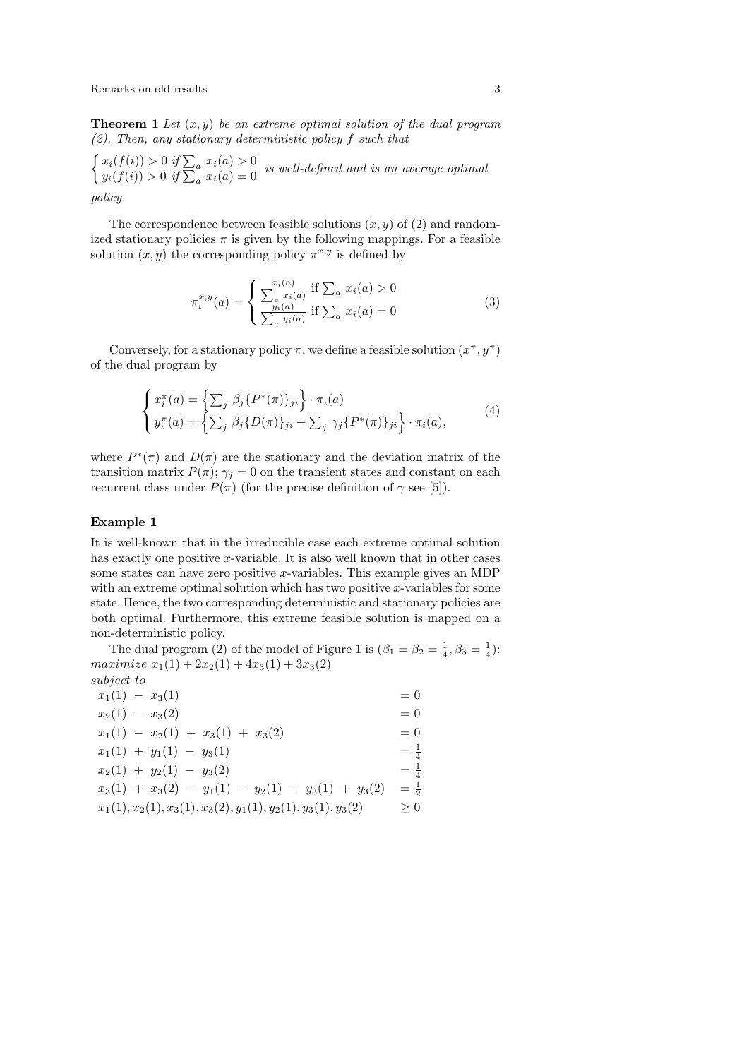**Theorem 1** *Let $(x, y)$ be an extreme optimal solution of the dual program (2). Then, any stationary deterministic policy $f$ such that*

$$\begin{cases} x_i(f(i)) > 0 \text{ if } \sum_a x_i(a) > 0 \\ y_i(f(i)) > 0 \text{ if } \sum_a x_i(a) = 0 \end{cases}$$

*is well-defined and is an average optimal policy.*

The correspondence between feasible solutions $(x, y)$ of (2) and randomized stationary policies $\pi$ is given by the following mappings. For a feasible solution $(x, y)$ the corresponding policy $\pi^{x,y}$ is defined by

$$\pi_i^{x,y}(a) = \begin{cases} \frac{x_i(a)}{\sum_a x_i(a)} \text{ if } \sum_a x_i(a) > 0 \\ \frac{y_i(a)}{\sum_a y_i(a)} \text{ if } \sum_a x_i(a) = 0 \end{cases} \tag{3}$$

Conversely, for a stationary policy $\pi$, we define a feasible solution $(x^\pi, y^\pi)$ of the dual program by

$$\begin{cases} x_i^\pi(a) = \left\{ \sum_j \beta_j \{P^*(\pi)\}_{ji} \right\} \cdot \pi_i(a) \\ y_i^\pi(a) = \left\{ \sum_j \beta_j \{D(\pi)\}_{ji} + \sum_j \gamma_j \{P^*(\pi)\}_{ji} \right\} \cdot \pi_i(a), \end{cases} \tag{4}$$

where $P^*(\pi)$ and $D(\pi)$ are the stationary and the deviation matrix of the transition matrix $P(\pi)$; $\gamma_j = 0$ on the transient states and constant on each recurrent class under $P(\pi)$ (for the precise definition of $\gamma$ see [5]).

### Example 1

It is well-known that in the irreducible case each extreme optimal solution has exactly one positive $x$-variable. It is also well known that in other cases some states can have zero positive $x$-variables. This example gives an MDP with an extreme optimal solution which has two positive $x$-variables for some state. Hence, the two corresponding deterministic and stationary policies are both optimal. Furthermore, this extreme feasible solution is mapped on a non-deterministic policy.

The dual program (2) of the model of Figure 1 is ($\beta_1 = \beta_2 = \frac{1}{4}, \beta_3 = \frac{1}{4}$):
*maximize* $x_1(1) + 2x_2(1) + 4x_3(1) + 3x_3(2)$
*subject to*

$$\begin{array}{ll}
x_1(1) - x_3(1) & = 0 \\
x_2(1) - x_3(2) & = 0 \\
x_1(1) - x_2(1) + x_3(1) + x_3(2) & = 0 \\
x_1(1) + y_1(1) - y_3(1) & = \frac{1}{4} \\
x_2(1) + y_2(1) - y_3(2) & = \frac{1}{4} \\
x_3(1) + x_3(2) - y_1(1) - y_2(1) + y_3(1) + y_3(2) & = \frac{1}{2} \\
x_1(1), x_2(1), x_3(1), x_3(2), y_1(1), y_2(1), y_3(1), y_3(2) & \geq 0
\end{array}$$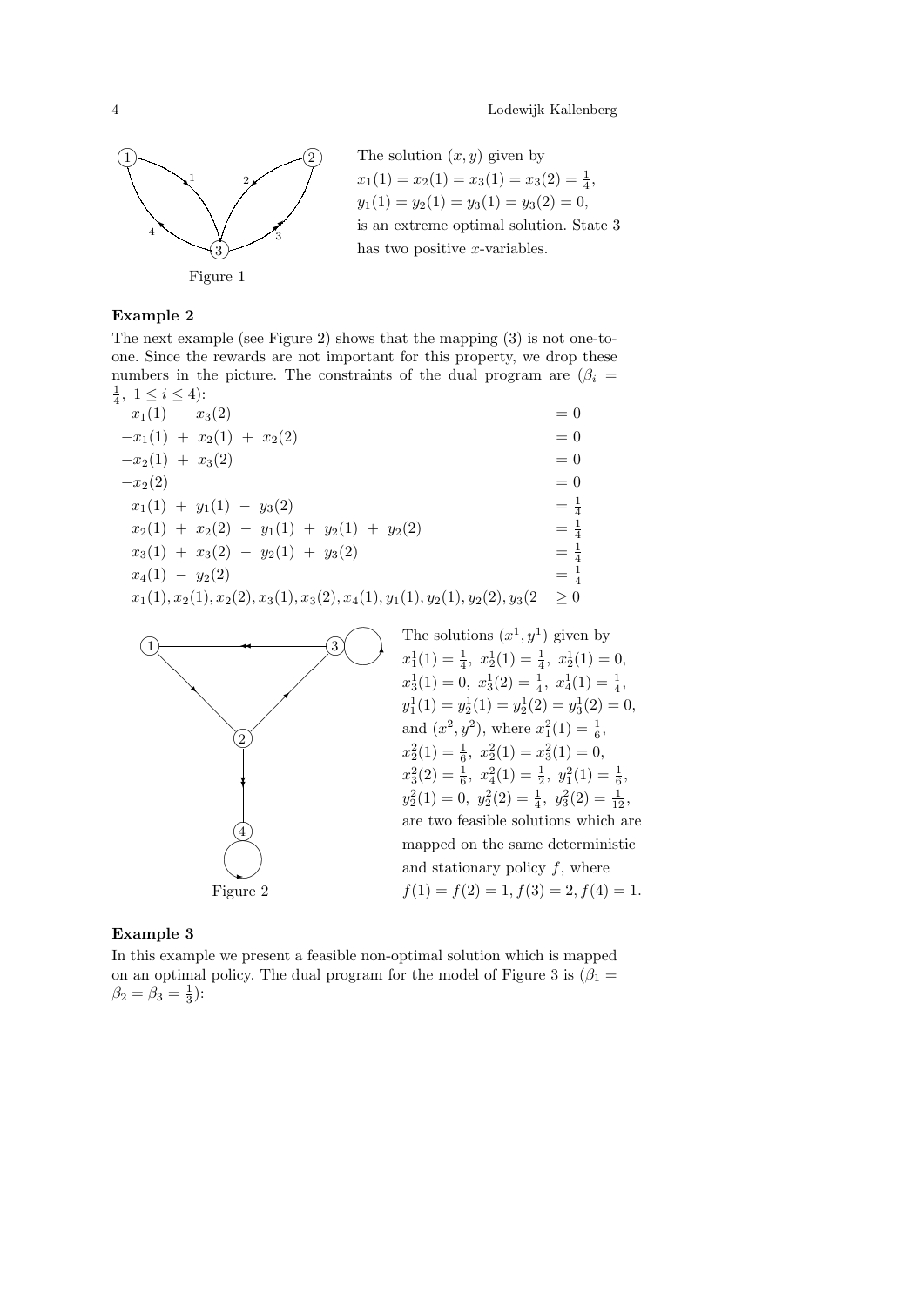Figure 1

The solution $(x, y)$ given by $x_1(1) = x_2(1) = x_3(1) = x_3(2) = \frac{1}{4}$, $y_1(1) = y_2(1) = y_3(1) = y_3(2) = 0$, is an extreme optimal solution. State 3 has two positive $x$-variables.

### Example 2

The next example (see Figure 2) shows that the mapping (3) is not one-to-one. Since the rewards are not important for this property, we drop these numbers in the picture. The constraints of the dual program are ($\beta_i = \frac{1}{4},\ 1 \le i \le 4$):

$$
\begin{array}{lr}
x_1(1) \; - \; x_3(2) & = 0 \\
-x_1(1) \; + \; x_2(1) \; + \; x_2(2) & = 0 \\
-x_2(1) \; + \; x_3(2) & = 0 \\
-x_2(2) & = 0 \\
x_1(1) \; + \; y_1(1) \; - \; y_3(2) & = \frac{1}{4} \\
x_2(1) \; + \; x_2(2) \; - \; y_1(1) \; + \; y_2(1) \; + \; y_2(2) & = \frac{1}{4} \\
x_3(1) \; + \; x_3(2) \; - \; y_2(1) \; + \; y_3(2) & = \frac{1}{4} \\
x_4(1) \; - \; y_2(2) & = \frac{1}{4} \\
x_1(1), x_2(1), x_2(2), x_3(1), x_3(2), x_4(1), y_1(1), y_2(1), y_2(2), y_3(2 & \ge 0
\end{array}
$$

Figure 2

The solutions $(x^1, y^1)$ given by $x_1^1(1) = \frac{1}{4},\ x_2^1(1) = \frac{1}{4},\ x_2^1(1) = 0$, $x_3^1(1) = 0,\ x_3^1(2) = \frac{1}{4},\ x_4^1(1) = \frac{1}{4}$, $y_1^1(1) = y_2^1(1) = y_2^1(2) = y_3^1(2) = 0$, and $(x^2, y^2)$, where $x_1^2(1) = \frac{1}{6}$, $x_2^2(1) = \frac{1}{6},\ x_2^2(1) = x_3^2(1) = 0$, $x_3^2(2) = \frac{1}{6},\ x_4^2(1) = \frac{1}{2},\ y_1^2(1) = \frac{1}{6}$, $y_2^2(1) = 0,\ y_2^2(2) = \frac{1}{4},\ y_3^2(2) = \frac{1}{12}$, are two feasible solutions which are mapped on the same deterministic and stationary policy $f$, where $f(1) = f(2) = 1, f(3) = 2, f(4) = 1$.

### Example 3

In this example we present a feasible non-optimal solution which is mapped on an optimal policy. The dual program for the model of Figure 3 is ($\beta_1 = \beta_2 = \beta_3 = \frac{1}{3}$):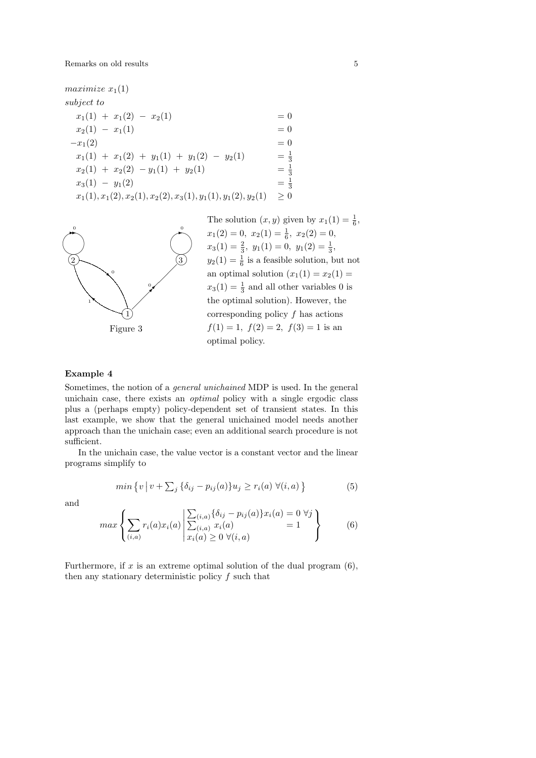*maximize* $x_1(1)$

*subject to*

$$
\begin{array}{ll}
x_1(1) \;+\; x_1(2) \;-\; x_2(1) & = 0 \\
x_2(1) \;-\; x_1(1) & = 0 \\
-x_1(2) & = 0 \\
x_1(1) \;+\; x_1(2) \;+\; y_1(1) \;+\; y_1(2) \;-\; y_2(1) & = \frac{1}{3} \\
x_2(1) \;+\; x_2(2) \;-y_1(1) \;+\; y_2(1) & = \frac{1}{3} \\
x_3(1) \;-\; y_1(2) & = \frac{1}{3} \\
x_1(1), x_1(2), x_2(1), x_2(2), x_3(1), y_1(1), y_1(2), y_2(1) & \geq 0
\end{array}
$$

Figure 3

The solution $(x, y)$ given by $x_1(1) = \frac{1}{6}$, $x_1(2) = 0,\ x_2(1) = \frac{1}{6},\ x_2(2) = 0$, $x_3(1) = \frac{2}{3},\ y_1(1) = 0,\ y_1(2) = \frac{1}{3}$, $y_2(1) = \frac{1}{6}$ is a feasible solution, but not an optimal solution ($x_1(1) = x_2(1) = x_3(1) = \frac{1}{3}$ and all other variables 0 is the optimal solution). However, the corresponding policy $f$ has actions $f(1) = 1,\ f(2) = 2,\ f(3) = 1$ is an optimal policy.

### Example 4

Sometimes, the notion of a *general unichained* MDP is used. In the general unichain case, there exists an *optimal* policy with a single ergodic class plus a (perhaps empty) policy-dependent set of transient states. In this last example, we show that the general unichained model needs another approach than the unichain case; even an additional search procedure is not sufficient.

In the unichain case, the value vector is a constant vector and the linear programs simplify to

$$
min\left\{ v \,\middle|\, v + \textstyle\sum_j \{\delta_{ij} - p_{ij}(a)\}u_j \geq r_i(a)\ \forall (i,a) \right\} \tag{5}
$$

and

$$
max\left\{ \sum_{(i,a)} r_i(a)x_i(a) \,\middle|\, \begin{array}{ll} \sum_{(i,a)}\{\delta_{ij} - p_{ij}(a)\}x_i(a) = 0\ \forall j \\ \sum_{(i,a)} x_i(a) \qquad\qquad\qquad = 1 \\ x_i(a) \geq 0\ \forall (i,a) \end{array} \right\} \tag{6}
$$

Furthermore, if $x$ is an extreme optimal solution of the dual program (6), then any stationary deterministic policy $f$ such that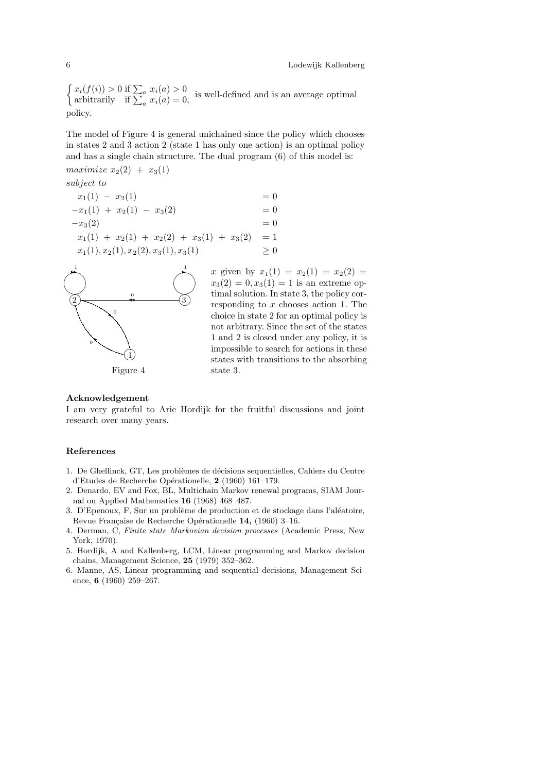$\begin{cases} x_i(f(i)) > 0 \text{ if } \sum_a x_i(a) > 0 \\ \text{arbitrarily} \quad \text{if } \sum_a x_i(a) = 0, \end{cases}$ is well-defined and is an average optimal policy.

The model of Figure 4 is general unichained since the policy which chooses in states 2 and 3 action 2 (state 1 has only one action) is an optimal policy and has a single chain structure. The dual program (6) of this model is:

*maximize* $x_2(2) + x_3(1)$

*subject to*

$$
\begin{array}{ll}
x_1(1) - x_2(1) & = 0 \\
-x_1(1) + x_2(1) - x_3(2) & = 0 \\
-x_3(2) & = 0 \\
x_1(1) + x_2(1) + x_2(2) + x_3(1) + x_3(2) & = 1 \\
x_1(1), x_2(1), x_2(2), x_3(1), x_3(1) & \geq 0
\end{array}
$$

1
1
0
0
0
2
3
1

Figure 4

$x$ given by $x_1(1) = x_2(1) = x_2(2) = x_3(2) = 0, x_3(1) = 1$ is an extreme optimal solution. In state 3, the policy corresponding to $x$ chooses action 1. The choice in state 2 for an optimal policy is not arbitrary. Since the set of the states 1 and 2 is closed under any policy, it is impossible to search for actions in these states with transitions to the absorbing state 3.

### Acknowledgement

I am very grateful to Arie Hordijk for the fruitful discussions and joint research over many years.

### References

1. De Ghellinck, GT, Les problèmes de décisions sequentielles, Cahiers du Centre d'Etudes de Recherche Opérationelle, **2** (1960) 161–179.
2. Denardo, EV and Fox, BL, Multichain Markov renewal programs, SIAM Journal on Applied Mathematics **16** (1968) 468–487.
3. D'Epenoux, F, Sur un problème de production et de stockage dans l'aléatoire, Revue Française de Recherche Opérationelle **14,** (1960) 3–16.
4. Derman, C, *Finite state Markovian decision processes* (Academic Press, New York, 1970).
5. Hordijk, A and Kallenberg, LCM, Linear programming and Markov decision chains, Management Science, **25** (1979) 352–362.
6. Manne, AS, Linear programming and sequential decisions, Management Science, **6** (1960) 259–267.